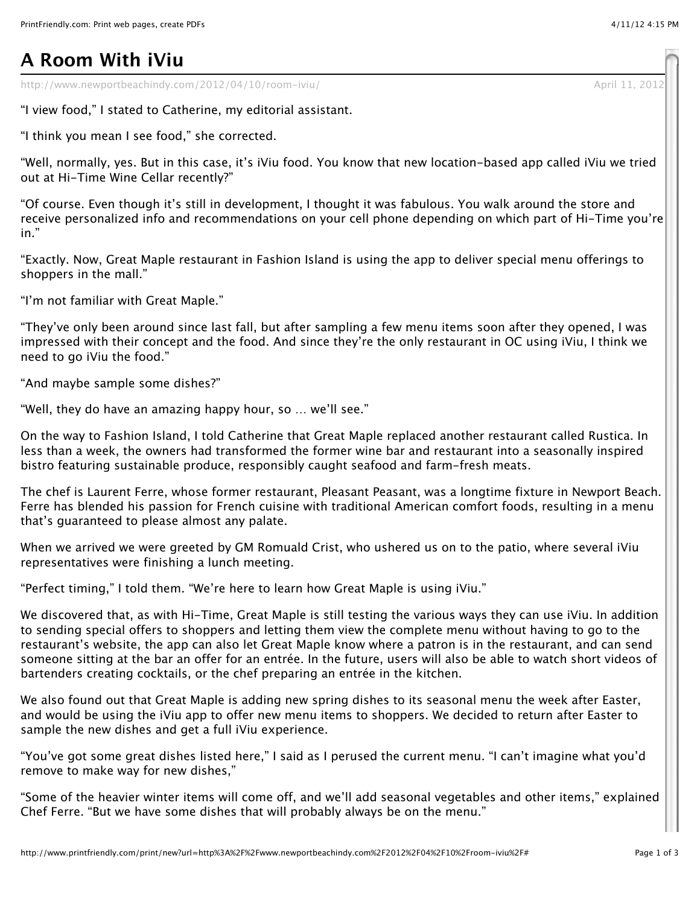# A Room With iViu

http://www.newportbeachindy.com/2012/04/10/room-iviu/ April 11, 2012

"I view food," I stated to Catherine, my editorial assistant.

"I think you mean I see food," she corrected.

"Well, normally, yes. But in this case, it's iViu food. You know that new location-based app called iViu we tried out at Hi-Time Wine Cellar recently?"

"Of course. Even though it's still in development, I thought it was fabulous. You walk around the store and receive personalized info and recommendations on your cell phone depending on which part of Hi-Time you're in."

"Exactly. Now, Great Maple restaurant in Fashion Island is using the app to deliver special menu offerings to shoppers in the mall."

"I'm not familiar with Great Maple."

"They've only been around since last fall, but after sampling a few menu items soon after they opened, I was impressed with their concept and the food. And since they're the only restaurant in OC using iViu, I think we need to go iViu the food."

"And maybe sample some dishes?"

"Well, they do have an amazing happy hour, so … we'll see."

On the way to Fashion Island, I told Catherine that Great Maple replaced another restaurant called Rustica. In less than a week, the owners had transformed the former wine bar and restaurant into a seasonally inspired bistro featuring sustainable produce, responsibly caught seafood and farm-fresh meats.

The chef is Laurent Ferre, whose former restaurant, Pleasant Peasant, was a longtime fixture in Newport Beach. Ferre has blended his passion for French cuisine with traditional American comfort foods, resulting in a menu that's guaranteed to please almost any palate.

When we arrived we were greeted by GM Romuald Crist, who ushered us on to the patio, where several iViu representatives were finishing a lunch meeting.

"Perfect timing," I told them. "We're here to learn how Great Maple is using iViu."

We discovered that, as with Hi-Time, Great Maple is still testing the various ways they can use iViu. In addition to sending special offers to shoppers and letting them view the complete menu without having to go to the restaurant's website, the app can also let Great Maple know where a patron is in the restaurant, and can send someone sitting at the bar an offer for an entrée. In the future, users will also be able to watch short videos of bartenders creating cocktails, or the chef preparing an entrée in the kitchen.

We also found out that Great Maple is adding new spring dishes to its seasonal menu the week after Easter, and would be using the iViu app to offer new menu items to shoppers. We decided to return after Easter to sample the new dishes and get a full iViu experience.

"You've got some great dishes listed here," I said as I perused the current menu. "I can't imagine what you'd remove to make way for new dishes,"

"Some of the heavier winter items will come off, and we'll add seasonal vegetables and other items," explained Chef Ferre. "But we have some dishes that will probably always be on the menu."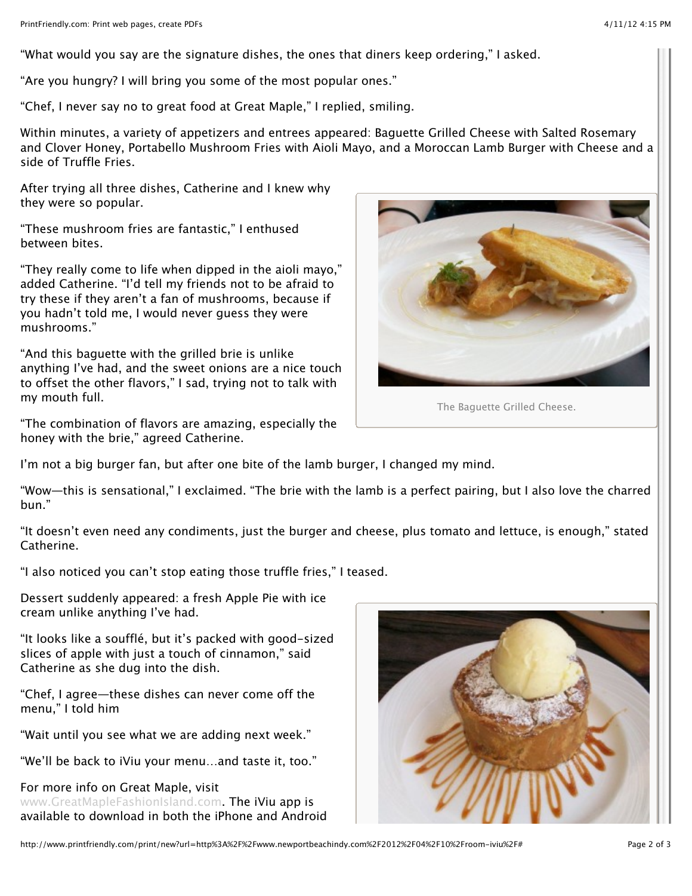"What would you say are the signature dishes, the ones that diners keep ordering," I asked.

"Are you hungry? I will bring you some of the most popular ones."

"Chef, I never say no to great food at Great Maple," I replied, smiling.

Within minutes, a variety of appetizers and entrees appeared: Baguette Grilled Cheese with Salted Rosemary and Clover Honey, Portabello Mushroom Fries with Aioli Mayo, and a Moroccan Lamb Burger with Cheese and a side of Truffle Fries.

After trying all three dishes, Catherine and I knew why they were so popular.

"These mushroom fries are fantastic," I enthused between bites.

"They really come to life when dipped in the aioli mayo," added Catherine. "I'd tell my friends not to be afraid to try these if they aren't a fan of mushrooms, because if you hadn't told me, I would never guess they were mushrooms."

"And this baguette with the grilled brie is unlike anything I've had, and the sweet onions are a nice touch to offset the other flavors," I sad, trying not to talk with my mouth full.

The Baguette Grilled Cheese.

"The combination of flavors are amazing, especially the honey with the brie," agreed Catherine.

I'm not a big burger fan, but after one bite of the lamb burger, I changed my mind.

"Wow—this is sensational," I exclaimed. "The brie with the lamb is a perfect pairing, but I also love the charred bun."

"It doesn't even need any condiments, just the burger and cheese, plus tomato and lettuce, is enough," stated Catherine.

"I also noticed you can't stop eating those truffle fries," I teased.

Dessert suddenly appeared: a fresh Apple Pie with ice cream unlike anything I've had.

"It looks like a soufflé, but it's packed with good-sized slices of apple with just a touch of cinnamon," said Catherine as she dug into the dish.

"Chef, I agree—these dishes can never come off the menu," I told him

"Wait until you see what we are adding next week."

"We'll be back to iViu your menu…and taste it, too."

For more info on Great Maple, visit www.GreatMapleFashionIsland.com. The iViu app is available to download in both the iPhone and Android